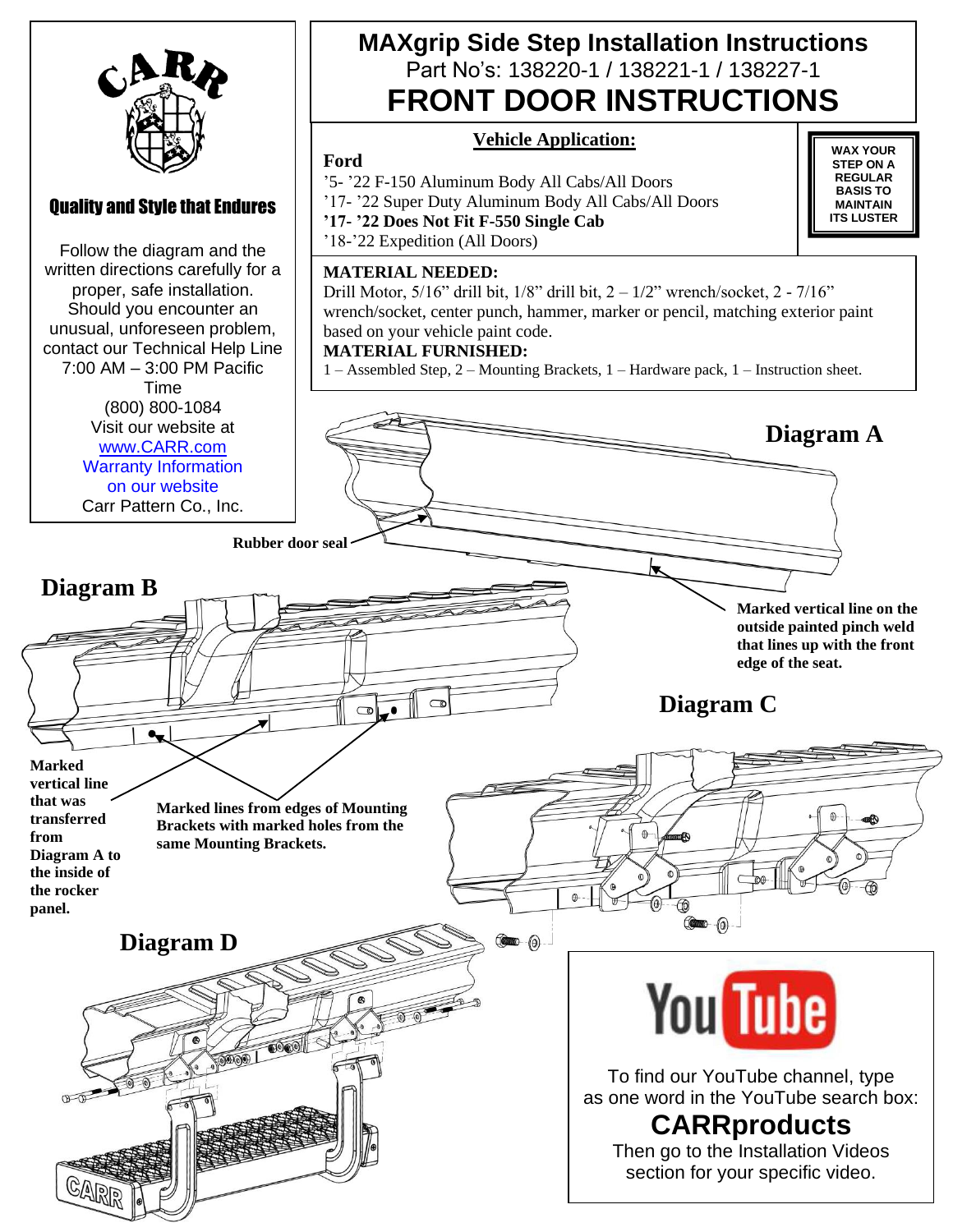# MAXgrip Side Step Installation Instructions

Part No's: 138220-1 / 138221-1 / 138227-1

# FRONT DOOR INSTRUCTIONS

CARR

**Quality and Style that Endures**

Follow the diagram and the written directions carefully for a proper, safe installation. Should you encounter an unusual, unforeseen problem, contact our Technical Help Line 7:00 AM – 3:00 PM Pacific Time (800) 800-1084 Visit our website at www.CARR.com Warranty Information on our website Carr Pattern Co., Inc.

## Vehicle Application:

**Ford**

'5- '22 F-150 Aluminum Body All Cabs/All Doors
'17- '22 Super Duty Aluminum Body All Cabs/All Doors
**'17- '22 Does Not Fit F-550 Single Cab**
'18-'22 Expedition (All Doors)

**WAX YOUR STEP ON A REGULAR BASIS TO MAINTAIN ITS LUSTER**

**MATERIAL NEEDED:**
Drill Motor, 5/16" drill bit, 1/8" drill bit, 2 – 1/2" wrench/socket, 2 - 7/16" wrench/socket, center punch, hammer, marker or pencil, matching exterior paint based on your vehicle paint code.

**MATERIAL FURNISHED:**
1 – Assembled Step, 2 – Mounting Brackets, 1 – Hardware pack, 1 – Instruction sheet.

**Diagram A**

**Rubber door seal**

**Marked vertical line on the outside painted pinch weld that lines up with the front edge of the seat.**

**Diagram B**

**Marked vertical line that was transferred from Diagram A to the inside of the rocker panel.**

**Marked lines from edges of Mounting Brackets with marked holes from the same Mounting Brackets.**

**Diagram C**

**Diagram D**

To find our YouTube channel, type as one word in the YouTube search box:

**CARRproducts**

Then go to the Installation Videos section for your specific video.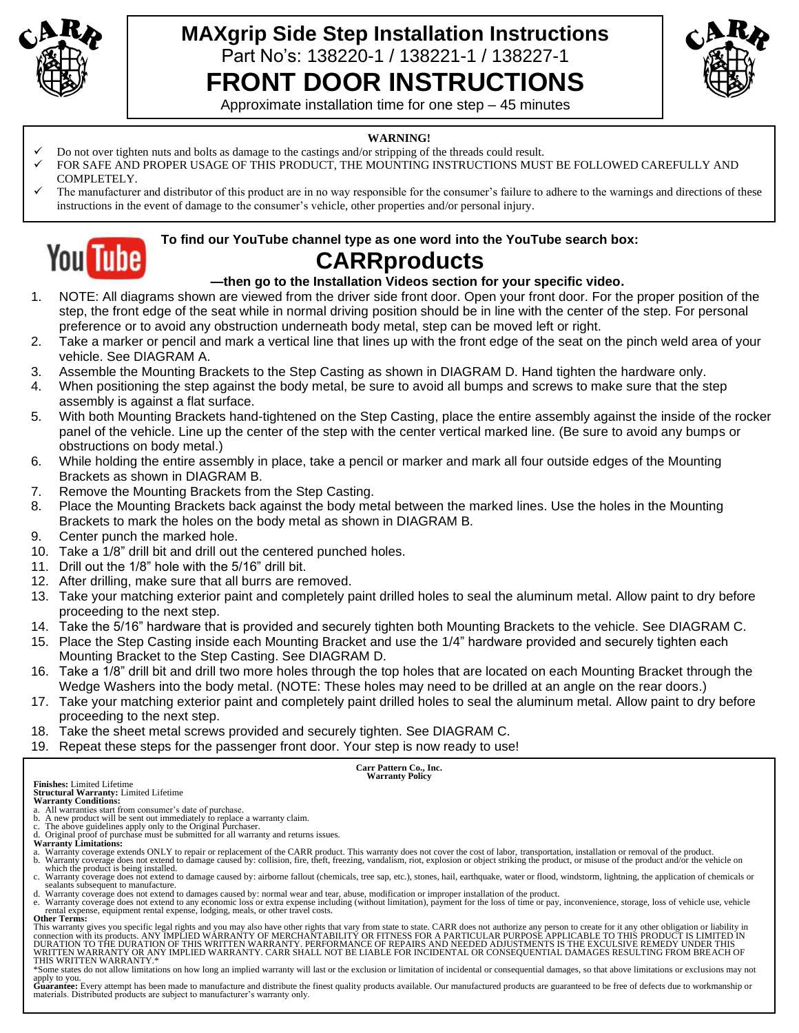# MAXgrip Side Step Installation Instructions

Part No's: 138220-1 / 138221-1 / 138227-1

## FRONT DOOR INSTRUCTIONS

Approximate installation time for one step – 45 minutes

**WARNING!**

- ✓ Do not over tighten nuts and bolts as damage to the castings and/or stripping of the threads could result.
- ✓ FOR SAFE AND PROPER USAGE OF THIS PRODUCT, THE MOUNTING INSTRUCTIONS MUST BE FOLLOWED CAREFULLY AND COMPLETELY.
- ✓ The manufacturer and distributor of this product are in no way responsible for the consumer's failure to adhere to the warnings and directions of these instructions in the event of damage to the consumer's vehicle, other properties and/or personal injury.

**To find our YouTube channel type as one word into the YouTube search box:**

## CARRproducts

**—then go to the Installation Videos section for your specific video.**

1. NOTE: All diagrams shown are viewed from the driver side front door. Open your front door. For the proper position of the step, the front edge of the seat while in normal driving position should be in line with the center of the step. For personal preference or to avoid any obstruction underneath body metal, step can be moved left or right.
2. Take a marker or pencil and mark a vertical line that lines up with the front edge of the seat on the pinch weld area of your vehicle. See DIAGRAM A.
3. Assemble the Mounting Brackets to the Step Casting as shown in DIAGRAM D. Hand tighten the hardware only.
4. When positioning the step against the body metal, be sure to avoid all bumps and screws to make sure that the step assembly is against a flat surface.
5. With both Mounting Brackets hand-tightened on the Step Casting, place the entire assembly against the inside of the rocker panel of the vehicle. Line up the center of the step with the center vertical marked line. (Be sure to avoid any bumps or obstructions on body metal.)
6. While holding the entire assembly in place, take a pencil or marker and mark all four outside edges of the Mounting Brackets as shown in DIAGRAM B.
7. Remove the Mounting Brackets from the Step Casting.
8. Place the Mounting Brackets back against the body metal between the marked lines. Use the holes in the Mounting Brackets to mark the holes on the body metal as shown in DIAGRAM B.
9. Center punch the marked hole.
10. Take a 1/8" drill bit and drill out the centered punched holes.
11. Drill out the 1/8" hole with the 5/16" drill bit.
12. After drilling, make sure that all burrs are removed.
13. Take your matching exterior paint and completely paint drilled holes to seal the aluminum metal. Allow paint to dry before proceeding to the next step.
14. Take the 5/16" hardware that is provided and securely tighten both Mounting Brackets to the vehicle. See DIAGRAM C.
15. Place the Step Casting inside each Mounting Bracket and use the 1/4" hardware provided and securely tighten each Mounting Bracket to the Step Casting. See DIAGRAM D.
16. Take a 1/8" drill bit and drill two more holes through the top holes that are located on each Mounting Bracket through the Wedge Washers into the body metal. (NOTE: These holes may need to be drilled at an angle on the rear doors.)
17. Take your matching exterior paint and completely paint drilled holes to seal the aluminum metal. Allow paint to dry before proceeding to the next step.
18. Take the sheet metal screws provided and securely tighten. See DIAGRAM C.
19. Repeat these steps for the passenger front door. Your step is now ready to use!

**Carr Pattern Co., Inc.**
**Warranty Policy**

**Finishes:** Limited Lifetime
**Structural Warranty:** Limited Lifetime
**Warranty Conditions:**

a. All warranties start from consumer's date of purchase.
b. A new product will be sent out immediately to replace a warranty claim.
c. The above guidelines apply only to the Original Purchaser.
d. Original proof of purchase must be submitted for all warranty and returns issues.

**Warranty Limitations:**

a. Warranty coverage extends ONLY to repair or replacement of the CARR product. This warranty does not cover the cost of labor, transportation, installation or removal of the product.
b. Warranty coverage does not extend to damage caused by: collision, fire, theft, freezing, vandalism, riot, explosion or object striking the product, or misuse of the product and/or the vehicle on which the product is being installed.
c. Warranty coverage does not extend to damage caused by: airborne fallout (chemicals, tree sap, etc.), stones, hail, earthquake, water or flood, windstorm, lightning, the application of chemicals or sealants subsequent to manufacture.
d. Warranty coverage does not extend to damages caused by: normal wear and tear, abuse, modification or improper installation of the product.
e. Warranty coverage does not extend to any economic loss or extra expense including (without limitation), payment for the loss of time or pay, inconvenience, storage, loss of vehicle use, vehicle rental expense, equipment rental expense, lodging, meals, or other travel costs.

**Other Terms:**
This warranty gives you specific legal rights and you may also have other rights that vary from state to state. CARR does not authorize any person to create for it any other obligation or liability in connection with its products. ANY IMPLIED WARRANTY OF MERCHANTABILITY OR FITNESS FOR A PARTICULAR PURPOSE APPLICABLE TO THIS PRODUCT IS LIMITED IN DURATION TO THE DURATION OF THIS WRITTEN WARRANTY. PERFORMANCE OF REPAIRS AND NEEDED ADJUSTMENTS IS THE EXCULSIVE REMEDY UNDER THIS WRITTEN WARRANTY OR ANY IMPLIED WARRANTY. CARR SHALL NOT BE LIABLE FOR INCIDENTAL OR CONSEQUENTIAL DAMAGES RESULTING FROM BREACH OF THIS WRITTEN WARRANTY.*
*Some states do not allow limitations on how long an implied warranty will last or the exclusion or limitation of incidental or consequential damages, so that above limitations or exclusions may not apply to you.
**Guarantee:** Every attempt has been made to manufacture and distribute the finest quality products available. Our manufactured products are guaranteed to be free of defects due to workmanship or materials. Distributed products are subject to manufacturer's warranty only.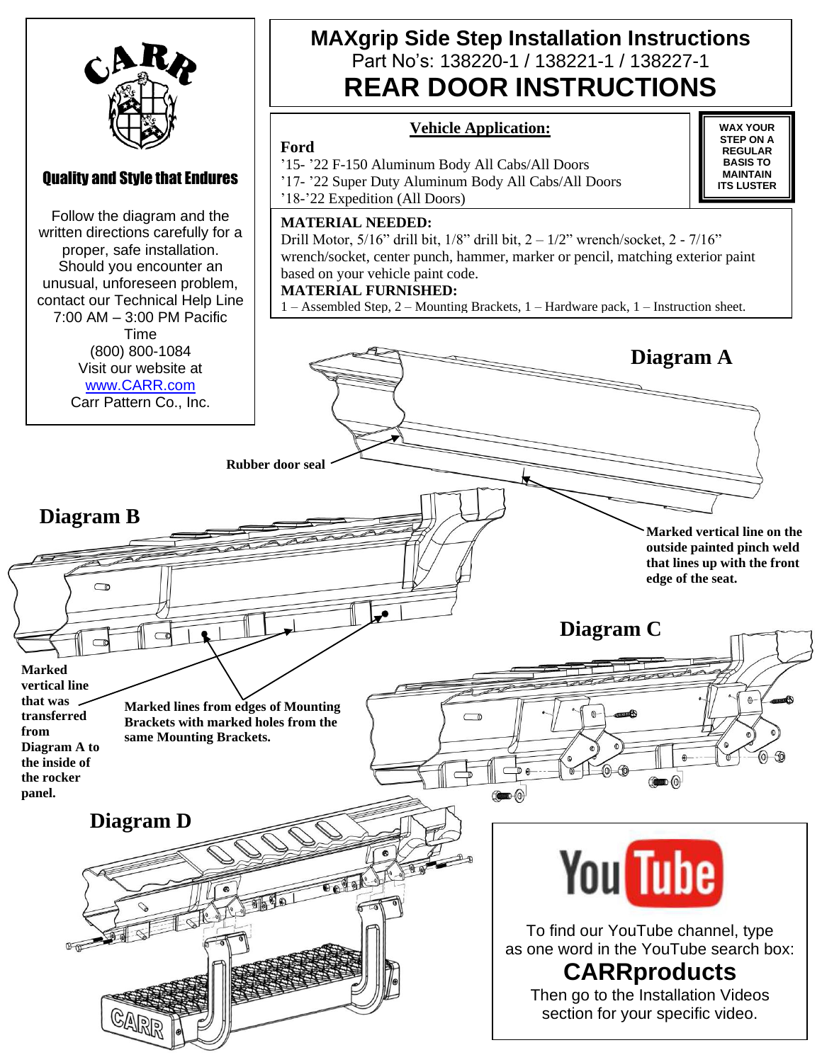# MAXgrip Side Step Installation Instructions

Part No's: 138220-1 / 138221-1 / 138227-1

## REAR DOOR INSTRUCTIONS

**CARR**

**Quality and Style that Endures**

Follow the diagram and the written directions carefully for a proper, safe installation. Should you encounter an unusual, unforeseen problem, contact our Technical Help Line 7:00 AM – 3:00 PM Pacific Time (800) 800-1084 Visit our website at [www.CARR.com](http://www.CARR.com) Carr Pattern Co., Inc.

### Vehicle Application:

**Ford**

’15- ’22 F-150 Aluminum Body All Cabs/All Doors
’17- ’22 Super Duty Aluminum Body All Cabs/All Doors
’18-’22 Expedition (All Doors)

**WAX YOUR STEP ON A REGULAR BASIS TO MAINTAIN ITS LUSTER**

**MATERIAL NEEDED:**
Drill Motor, 5/16” drill bit, 1/8” drill bit, 2 – 1/2” wrench/socket, 2 - 7/16” wrench/socket, center punch, hammer, marker or pencil, matching exterior paint based on your vehicle paint code.

**MATERIAL FURNISHED:**
1 – Assembled Step, 2 – Mounting Brackets, 1 – Hardware pack, 1 – Instruction sheet.

**Diagram A**

**Rubber door seal**

**Marked vertical line on the outside painted pinch weld that lines up with the front edge of the seat.**

**Diagram B**

**Marked vertical line that was transferred from Diagram A to the inside of the rocker panel.**

**Marked lines from edges of Mounting Brackets with marked holes from the same Mounting Brackets.**

**Diagram C**

**Diagram D**

To find our YouTube channel, type as one word in the YouTube search box:

**CARRproducts**

Then go to the Installation Videos section for your specific video.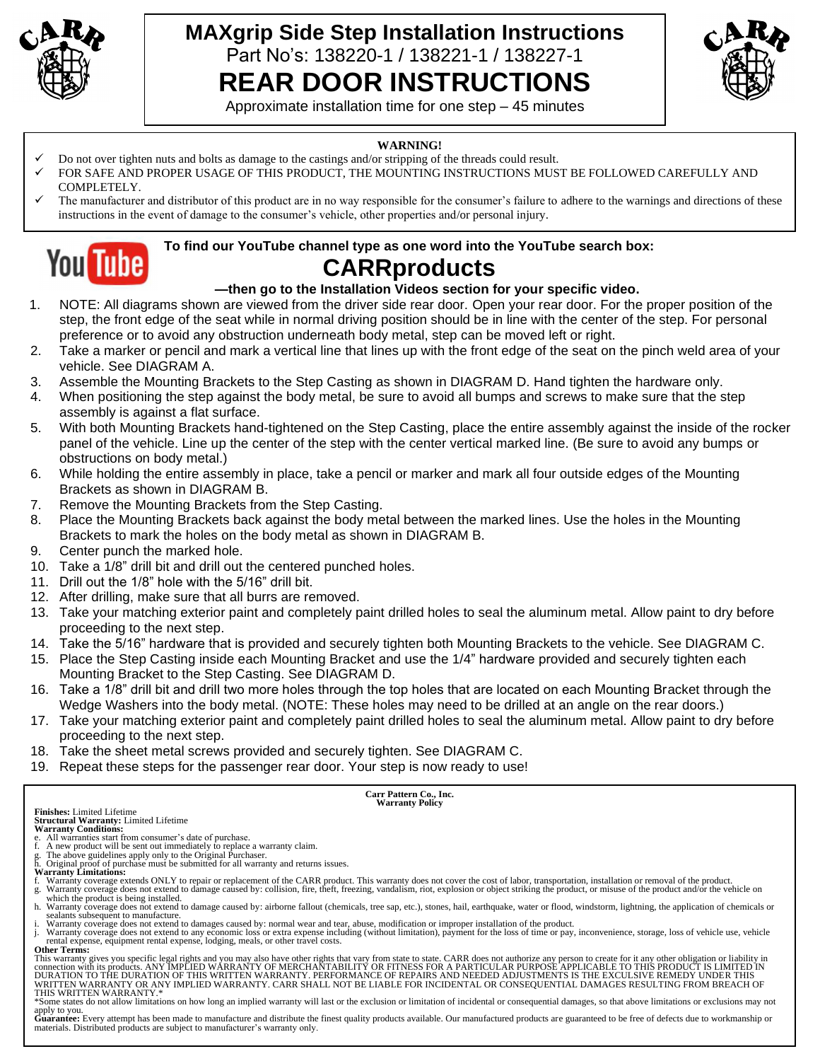# MAXgrip Side Step Installation Instructions

Part No's: 138220-1 / 138221-1 / 138227-1

# REAR DOOR INSTRUCTIONS

Approximate installation time for one step – 45 minutes

**WARNING!**

- Do not over tighten nuts and bolts as damage to the castings and/or stripping of the threads could result.
- FOR SAFE AND PROPER USAGE OF THIS PRODUCT, THE MOUNTING INSTRUCTIONS MUST BE FOLLOWED CAREFULLY AND COMPLETELY.
- The manufacturer and distributor of this product are in no way responsible for the consumer's failure to adhere to the warnings and directions of these instructions in the event of damage to the consumer's vehicle, other properties and/or personal injury.

**To find our YouTube channel type as one word into the YouTube search box:**

## CARRproducts

**—then go to the Installation Videos section for your specific video.**

1. NOTE: All diagrams shown are viewed from the driver side rear door. Open your rear door. For the proper position of the step, the front edge of the seat while in normal driving position should be in line with the center of the step. For personal preference or to avoid any obstruction underneath body metal, step can be moved left or right.
2. Take a marker or pencil and mark a vertical line that lines up with the front edge of the seat on the pinch weld area of your vehicle. See DIAGRAM A.
3. Assemble the Mounting Brackets to the Step Casting as shown in DIAGRAM D. Hand tighten the hardware only.
4. When positioning the step against the body metal, be sure to avoid all bumps and screws to make sure that the step assembly is against a flat surface.
5. With both Mounting Brackets hand-tightened on the Step Casting, place the entire assembly against the inside of the rocker panel of the vehicle. Line up the center of the step with the center vertical marked line. (Be sure to avoid any bumps or obstructions on body metal.)
6. While holding the entire assembly in place, take a pencil or marker and mark all four outside edges of the Mounting Brackets as shown in DIAGRAM B.
7. Remove the Mounting Brackets from the Step Casting.
8. Place the Mounting Brackets back against the body metal between the marked lines. Use the holes in the Mounting Brackets to mark the holes on the body metal as shown in DIAGRAM B.
9. Center punch the marked hole.
10. Take a 1/8" drill bit and drill out the centered punched holes.
11. Drill out the 1/8" hole with the 5/16" drill bit.
12. After drilling, make sure that all burrs are removed.
13. Take your matching exterior paint and completely paint drilled holes to seal the aluminum metal. Allow paint to dry before proceeding to the next step.
14. Take the 5/16" hardware that is provided and securely tighten both Mounting Brackets to the vehicle. See DIAGRAM C.
15. Place the Step Casting inside each Mounting Bracket and use the 1/4" hardware provided and securely tighten each Mounting Bracket to the Step Casting. See DIAGRAM D.
16. Take a 1/8" drill bit and drill two more holes through the top holes that are located on each Mounting Bracket through the Wedge Washers into the body metal. (NOTE: These holes may need to be drilled at an angle on the rear doors.)
17. Take your matching exterior paint and completely paint drilled holes to seal the aluminum metal. Allow paint to dry before proceeding to the next step.
18. Take the sheet metal screws provided and securely tighten. See DIAGRAM C.
19. Repeat these steps for the passenger rear door. Your step is now ready to use!

**Carr Pattern Co., Inc.**
**Warranty Policy**

**Finishes:** Limited Lifetime
**Structural Warranty:** Limited Lifetime
**Warranty Conditions:**

e. All warranties start from consumer's date of purchase.
f. A new product will be sent out immediately to replace a warranty claim.
g. The above guidelines apply only to the Original Purchaser.
h. Original proof of purchase must be submitted for all warranty and returns issues.

**Warranty Limitations:**

f. Warranty coverage extends ONLY to repair or replacement of the CARR product. This warranty does not cover the cost of labor, transportation, installation or removal of the product.
g. Warranty coverage does not extend to damage caused by: collision, fire, theft, freezing, vandalism, riot, explosion or object striking the product, or misuse of the product and/or the vehicle on which the product is being installed.
h. Warranty coverage does not extend to damage caused by: airborne fallout (chemicals, tree sap, etc.), stones, hail, earthquake, water or flood, windstorm, lightning, the application of chemicals or sealants subsequent to manufacture.
i. Warranty coverage does not extend to damages caused by: normal wear and tear, abuse, modification or improper installation of the product.
j. Warranty coverage does not extend to any economic loss or extra expense including (without limitation), payment for the loss of time or pay, inconvenience, storage, loss of vehicle use, vehicle rental expense, equipment rental expense, lodging, meals, or other travel costs.

**Other Terms:**

This warranty gives you specific legal rights and you may also have other rights that vary from state to state. CARR does not authorize any person to create for it any other obligation or liability in connection with its products. ANY IMPLIED WARRANTY OF MERCHANTABILITY OR FITNESS FOR A PARTICULAR PURPOSE APPLICABLE TO THIS PRODUCT IS LIMITED IN DURATION TO THE DURATION OF THIS WRITTEN WARRANTY. PERFORMANCE OF REPAIRS AND NEEDED ADJUSTMENTS IS THE EXCULSIVE REMEDY UNDER THIS WRITTEN WARRANTY OR ANY IMPLIED WARRANTY. CARR SHALL NOT BE LIABLE FOR INCIDENTAL OR CONSEQUENTIAL DAMAGES RESULTING FROM BREACH OF THIS WRITTEN WARRANTY.*

*Some states do not allow limitations on how long an implied warranty will last or the exclusion or limitation of incidental or consequential damages, so that above limitations or exclusions may not apply to you.

**Guarantee:** Every attempt has been made to manufacture and distribute the finest quality products available. Our manufactured products are guaranteed to be free of defects due to workmanship or materials. Distributed products are subject to manufacturer's warranty only.